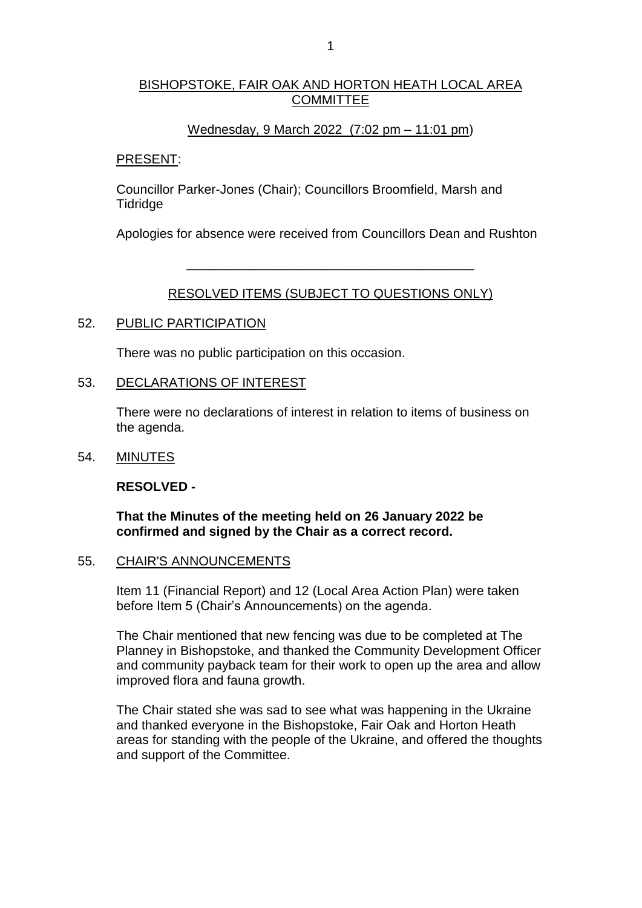# BISHOPSTOKE, FAIR OAK AND HORTON HEATH LOCAL AREA COMMITTEE

Wednesday, 9 March 2022 (7:02 pm – 11:01 pm)

PRESENT:

Councillor Parker-Jones (Chair); Councillors Broomfield, Marsh and Tidridge

Apologies for absence were received from Councillors Dean and Rushton

---

## RESOLVED ITEMS (SUBJECT TO QUESTIONS ONLY)

### 52. PUBLIC PARTICIPATION

There was no public participation on this occasion.

### 53. DECLARATIONS OF INTEREST

There were no declarations of interest in relation to items of business on the agenda.

### 54. MINUTES

**RESOLVED -**

**That the Minutes of the meeting held on 26 January 2022 be confirmed and signed by the Chair as a correct record.**

### 55. CHAIR'S ANNOUNCEMENTS

Item 11 (Financial Report) and 12 (Local Area Action Plan) were taken before Item 5 (Chair's Announcements) on the agenda.

The Chair mentioned that new fencing was due to be completed at The Planney in Bishopstoke, and thanked the Community Development Officer and community payback team for their work to open up the area and allow improved flora and fauna growth.

The Chair stated she was sad to see what was happening in the Ukraine and thanked everyone in the Bishopstoke, Fair Oak and Horton Heath areas for standing with the people of the Ukraine, and offered the thoughts and support of the Committee.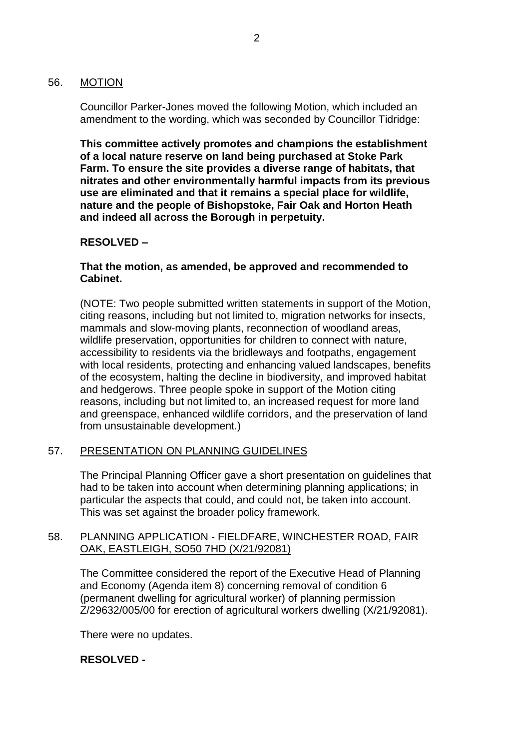56. MOTION

Councillor Parker-Jones moved the following Motion, which included an amendment to the wording, which was seconded by Councillor Tidridge:

**This committee actively promotes and champions the establishment of a local nature reserve on land being purchased at Stoke Park Farm. To ensure the site provides a diverse range of habitats, that nitrates and other environmentally harmful impacts from its previous use are eliminated and that it remains a special place for wildlife, nature and the people of Bishopstoke, Fair Oak and Horton Heath and indeed all across the Borough in perpetuity.**

**RESOLVED –**

**That the motion, as amended, be approved and recommended to Cabinet.**

(NOTE: Two people submitted written statements in support of the Motion, citing reasons, including but not limited to, migration networks for insects, mammals and slow-moving plants, reconnection of woodland areas, wildlife preservation, opportunities for children to connect with nature, accessibility to residents via the bridleways and footpaths, engagement with local residents, protecting and enhancing valued landscapes, benefits of the ecosystem, halting the decline in biodiversity, and improved habitat and hedgerows. Three people spoke in support of the Motion citing reasons, including but not limited to, an increased request for more land and greenspace, enhanced wildlife corridors, and the preservation of land from unsustainable development.)

57. PRESENTATION ON PLANNING GUIDELINES

The Principal Planning Officer gave a short presentation on guidelines that had to be taken into account when determining planning applications; in particular the aspects that could, and could not, be taken into account. This was set against the broader policy framework.

58. PLANNING APPLICATION - FIELDFARE, WINCHESTER ROAD, FAIR OAK, EASTLEIGH, SO50 7HD (X/21/92081)

The Committee considered the report of the Executive Head of Planning and Economy (Agenda item 8) concerning removal of condition 6 (permanent dwelling for agricultural worker) of planning permission Z/29632/005/00 for erection of agricultural workers dwelling (X/21/92081).

There were no updates.

**RESOLVED -**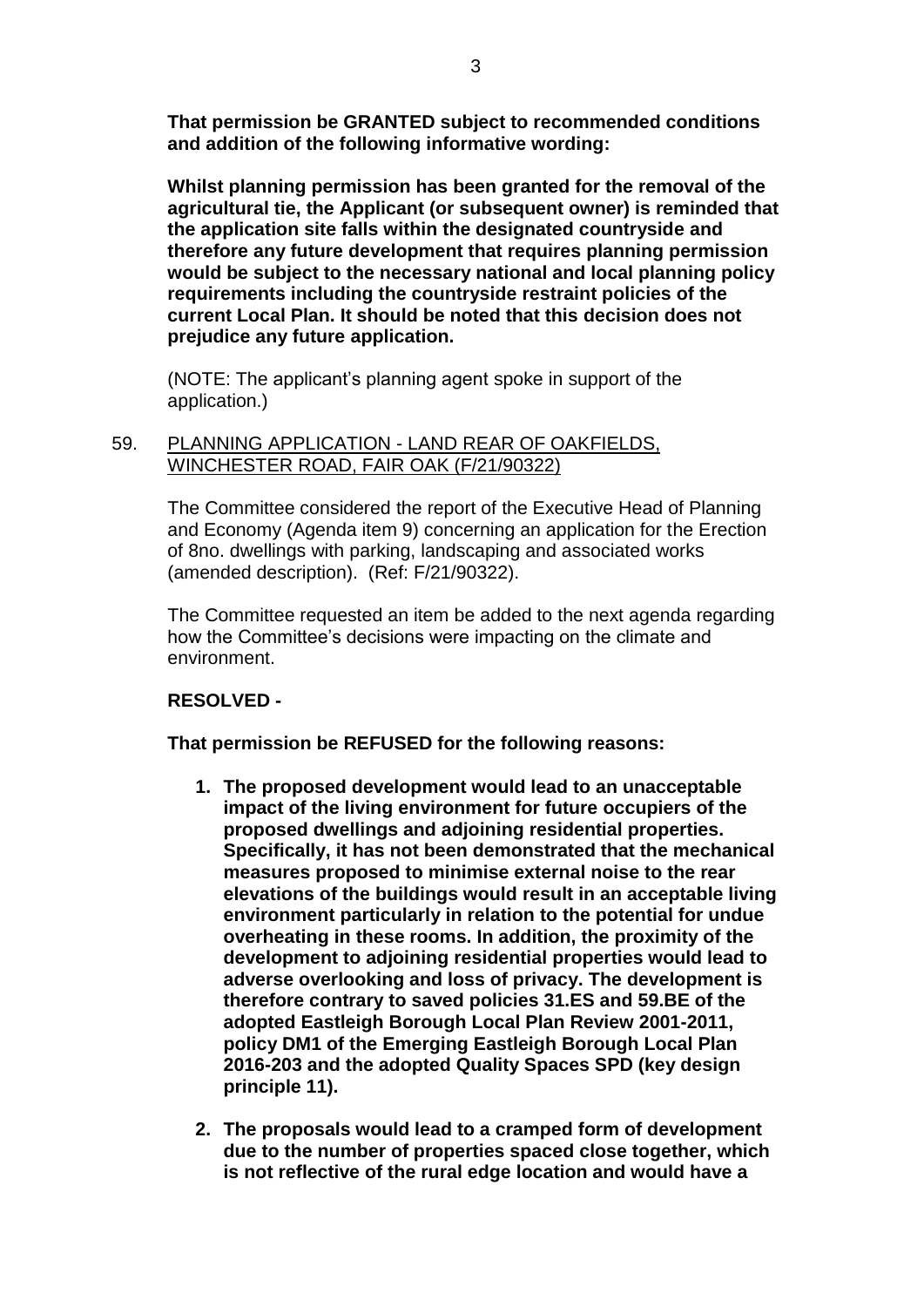**That permission be GRANTED subject to recommended conditions and addition of the following informative wording:**

**Whilst planning permission has been granted for the removal of the agricultural tie, the Applicant (or subsequent owner) is reminded that the application site falls within the designated countryside and therefore any future development that requires planning permission would be subject to the necessary national and local planning policy requirements including the countryside restraint policies of the current Local Plan. It should be noted that this decision does not prejudice any future application.**

(NOTE: The applicant's planning agent spoke in support of the application.)

59. PLANNING APPLICATION - LAND REAR OF OAKFIELDS, WINCHESTER ROAD, FAIR OAK (F/21/90322)

The Committee considered the report of the Executive Head of Planning and Economy (Agenda item 9) concerning an application for the Erection of 8no. dwellings with parking, landscaping and associated works (amended description). (Ref: F/21/90322).

The Committee requested an item be added to the next agenda regarding how the Committee's decisions were impacting on the climate and environment.

**RESOLVED -**

**That permission be REFUSED for the following reasons:**

1. **The proposed development would lead to an unacceptable impact of the living environment for future occupiers of the proposed dwellings and adjoining residential properties. Specifically, it has not been demonstrated that the mechanical measures proposed to minimise external noise to the rear elevations of the buildings would result in an acceptable living environment particularly in relation to the potential for undue overheating in these rooms. In addition, the proximity of the development to adjoining residential properties would lead to adverse overlooking and loss of privacy. The development is therefore contrary to saved policies 31.ES and 59.BE of the adopted Eastleigh Borough Local Plan Review 2001-2011, policy DM1 of the Emerging Eastleigh Borough Local Plan 2016-203 and the adopted Quality Spaces SPD (key design principle 11).**

2. **The proposals would lead to a cramped form of development due to the number of properties spaced close together, which is not reflective of the rural edge location and would have a**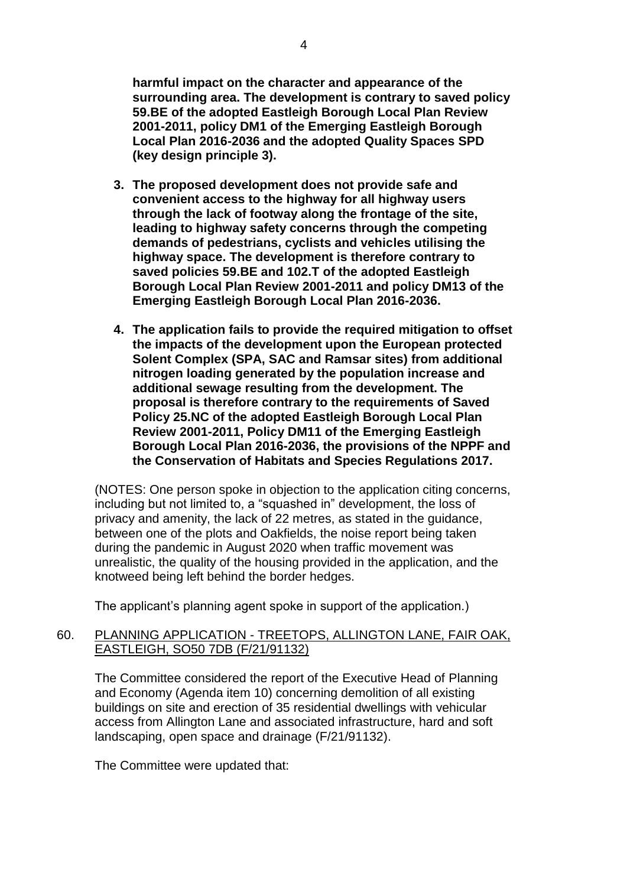**harmful impact on the character and appearance of the surrounding area. The development is contrary to saved policy 59.BE of the adopted Eastleigh Borough Local Plan Review 2001-2011, policy DM1 of the Emerging Eastleigh Borough Local Plan 2016-2036 and the adopted Quality Spaces SPD (key design principle 3).**

3. **The proposed development does not provide safe and convenient access to the highway for all highway users through the lack of footway along the frontage of the site, leading to highway safety concerns through the competing demands of pedestrians, cyclists and vehicles utilising the highway space. The development is therefore contrary to saved policies 59.BE and 102.T of the adopted Eastleigh Borough Local Plan Review 2001-2011 and policy DM13 of the Emerging Eastleigh Borough Local Plan 2016-2036.**

4. **The application fails to provide the required mitigation to offset the impacts of the development upon the European protected Solent Complex (SPA, SAC and Ramsar sites) from additional nitrogen loading generated by the population increase and additional sewage resulting from the development. The proposal is therefore contrary to the requirements of Saved Policy 25.NC of the adopted Eastleigh Borough Local Plan Review 2001-2011, Policy DM11 of the Emerging Eastleigh Borough Local Plan 2016-2036, the provisions of the NPPF and the Conservation of Habitats and Species Regulations 2017.**

(NOTES: One person spoke in objection to the application citing concerns, including but not limited to, a "squashed in" development, the loss of privacy and amenity, the lack of 22 metres, as stated in the guidance, between one of the plots and Oakfields, the noise report being taken during the pandemic in August 2020 when traffic movement was unrealistic, the quality of the housing provided in the application, and the knotweed being left behind the border hedges.

The applicant's planning agent spoke in support of the application.)

60. PLANNING APPLICATION - TREETOPS, ALLINGTON LANE, FAIR OAK, EASTLEIGH, SO50 7DB (F/21/91132)

The Committee considered the report of the Executive Head of Planning and Economy (Agenda item 10) concerning demolition of all existing buildings on site and erection of 35 residential dwellings with vehicular access from Allington Lane and associated infrastructure, hard and soft landscaping, open space and drainage (F/21/91132).

The Committee were updated that: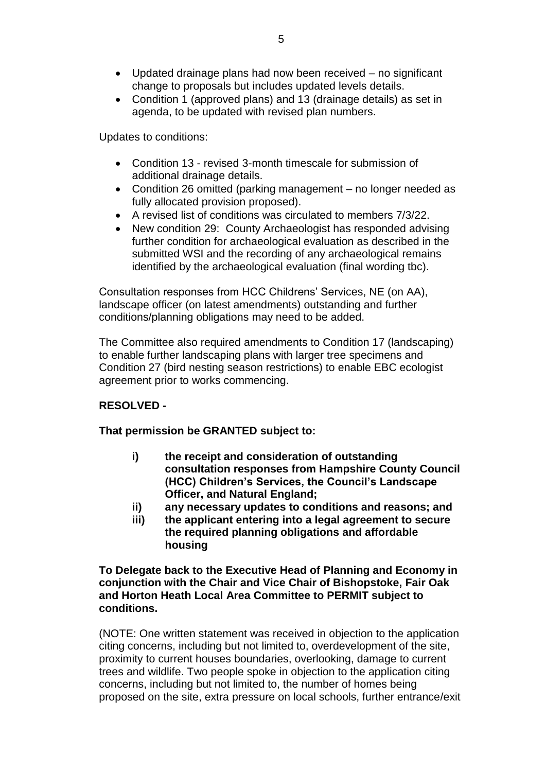- Updated drainage plans had now been received – no significant change to proposals but includes updated levels details.
- Condition 1 (approved plans) and 13 (drainage details) as set in agenda, to be updated with revised plan numbers.

Updates to conditions:

- Condition 13 - revised 3-month timescale for submission of additional drainage details.
- Condition 26 omitted (parking management – no longer needed as fully allocated provision proposed).
- A revised list of conditions was circulated to members 7/3/22.
- New condition 29: County Archaeologist has responded advising further condition for archaeological evaluation as described in the submitted WSI and the recording of any archaeological remains identified by the archaeological evaluation (final wording tbc).

Consultation responses from HCC Childrens' Services, NE (on AA), landscape officer (on latest amendments) outstanding and further conditions/planning obligations may need to be added.

The Committee also required amendments to Condition 17 (landscaping) to enable further landscaping plans with larger tree specimens and Condition 27 (bird nesting season restrictions) to enable EBC ecologist agreement prior to works commencing.

**RESOLVED -**

**That permission be GRANTED subject to:**

> **i) the receipt and consideration of outstanding consultation responses from Hampshire County Council (HCC) Children's Services, the Council's Landscape Officer, and Natural England;**
>
> **ii) any necessary updates to conditions and reasons; and**
>
> **iii) the applicant entering into a legal agreement to secure the required planning obligations and affordable housing**

**To Delegate back to the Executive Head of Planning and Economy in conjunction with the Chair and Vice Chair of Bishopstoke, Fair Oak and Horton Heath Local Area Committee to PERMIT subject to conditions.**

(NOTE: One written statement was received in objection to the application citing concerns, including but not limited to, overdevelopment of the site, proximity to current houses boundaries, overlooking, damage to current trees and wildlife. Two people spoke in objection to the application citing concerns, including but not limited to, the number of homes being proposed on the site, extra pressure on local schools, further entrance/exit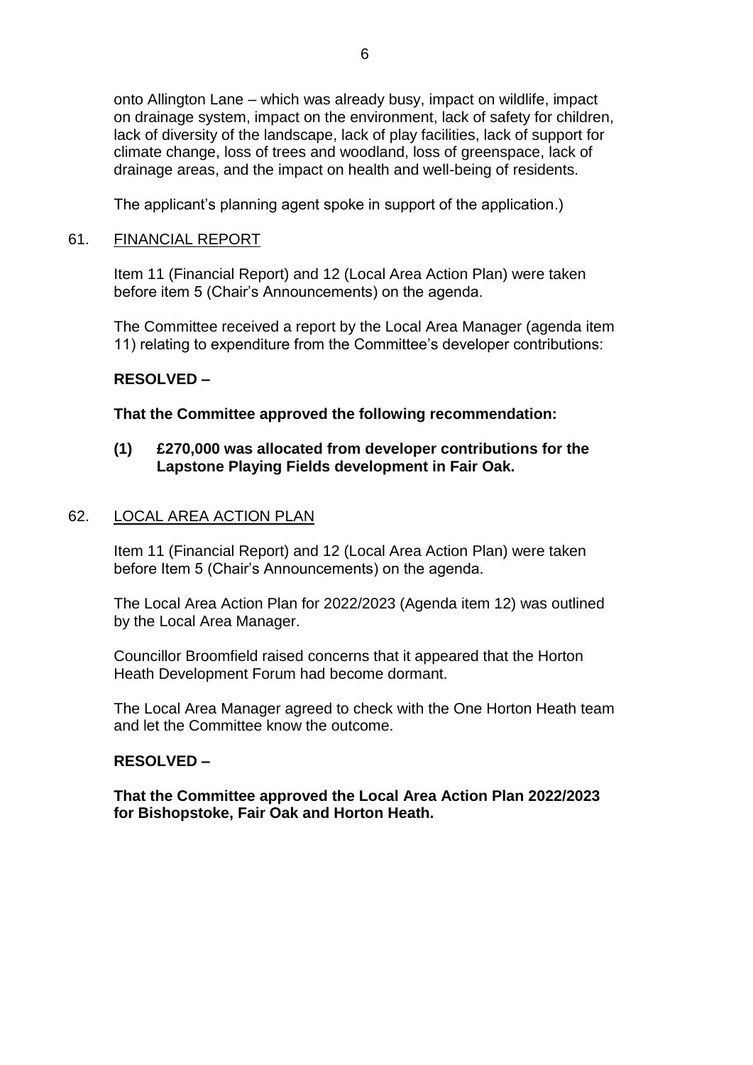onto Allington Lane – which was already busy, impact on wildlife, impact on drainage system, impact on the environment, lack of safety for children, lack of diversity of the landscape, lack of play facilities, lack of support for climate change, loss of trees and woodland, loss of greenspace, lack of drainage areas, and the impact on health and well-being of residents.

The applicant's planning agent spoke in support of the application.)

## 61. FINANCIAL REPORT

Item 11 (Financial Report) and 12 (Local Area Action Plan) were taken before item 5 (Chair's Announcements) on the agenda.

The Committee received a report by the Local Area Manager (agenda item 11) relating to expenditure from the Committee's developer contributions:

**RESOLVED –**

**That the Committee approved the following recommendation:**

**(1) £270,000 was allocated from developer contributions for the Lapstone Playing Fields development in Fair Oak.**

## 62. LOCAL AREA ACTION PLAN

Item 11 (Financial Report) and 12 (Local Area Action Plan) were taken before Item 5 (Chair's Announcements) on the agenda.

The Local Area Action Plan for 2022/2023 (Agenda item 12) was outlined by the Local Area Manager.

Councillor Broomfield raised concerns that it appeared that the Horton Heath Development Forum had become dormant.

The Local Area Manager agreed to check with the One Horton Heath team and let the Committee know the outcome.

**RESOLVED –**

**That the Committee approved the Local Area Action Plan 2022/2023 for Bishopstoke, Fair Oak and Horton Heath.**